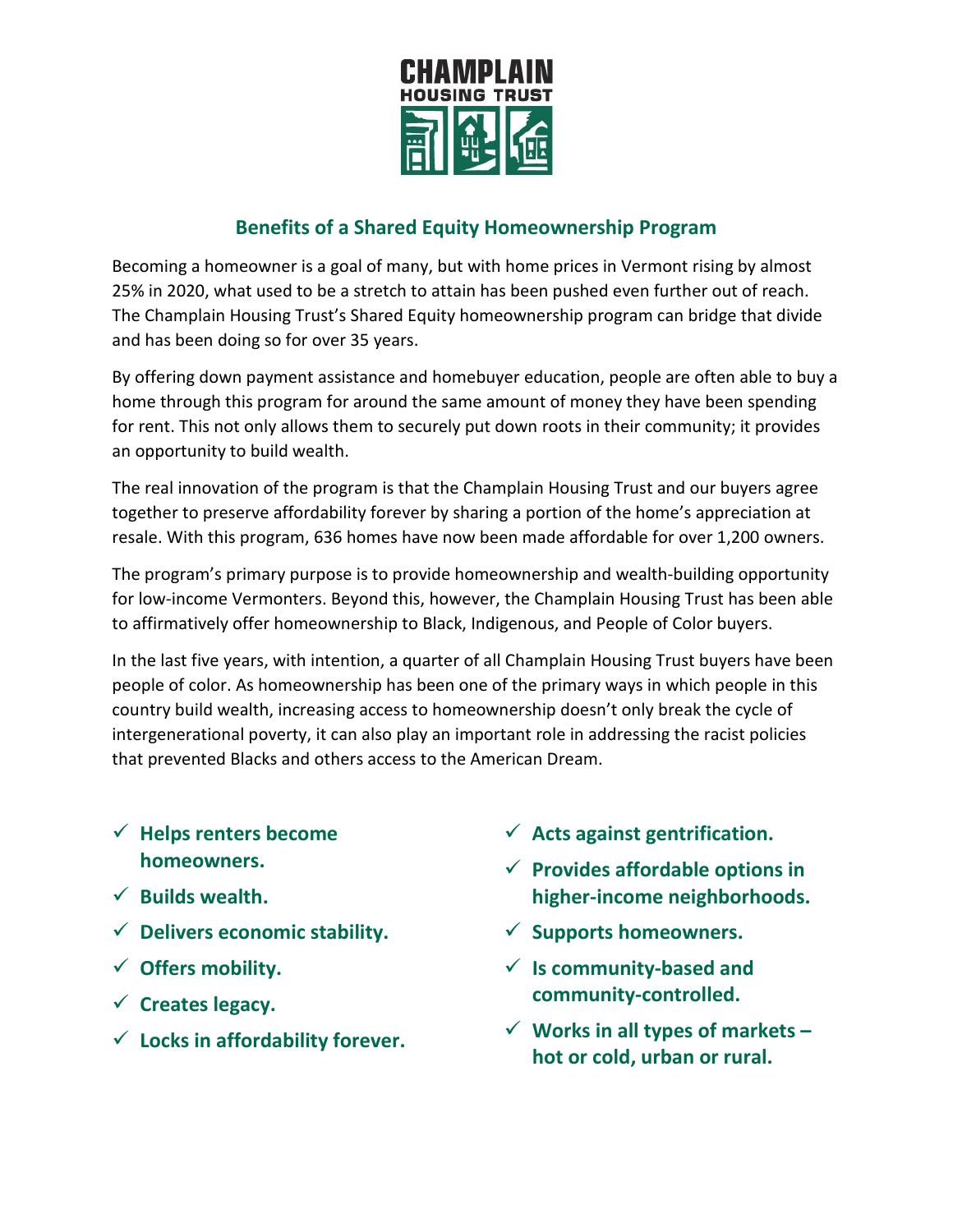CHAMPLAIN HOUSING TRUST

## Benefits of a Shared Equity Homeownership Program

Becoming a homeowner is a goal of many, but with home prices in Vermont rising by almost 25% in 2020, what used to be a stretch to attain has been pushed even further out of reach. The Champlain Housing Trust's Shared Equity homeownership program can bridge that divide and has been doing so for over 35 years.

By offering down payment assistance and homebuyer education, people are often able to buy a home through this program for around the same amount of money they have been spending for rent. This not only allows them to securely put down roots in their community; it provides an opportunity to build wealth.

The real innovation of the program is that the Champlain Housing Trust and our buyers agree together to preserve affordability forever by sharing a portion of the home's appreciation at resale. With this program, 636 homes have now been made affordable for over 1,200 owners.

The program's primary purpose is to provide homeownership and wealth-building opportunity for low-income Vermonters. Beyond this, however, the Champlain Housing Trust has been able to affirmatively offer homeownership to Black, Indigenous, and People of Color buyers.

In the last five years, with intention, a quarter of all Champlain Housing Trust buyers have been people of color. As homeownership has been one of the primary ways in which people in this country build wealth, increasing access to homeownership doesn't only break the cycle of intergenerational poverty, it can also play an important role in addressing the racist policies that prevented Blacks and others access to the American Dream.

- ✓ **Helps renters become homeowners.**
- ✓ **Builds wealth.**
- ✓ **Delivers economic stability.**
- ✓ **Offers mobility.**
- ✓ **Creates legacy.**
- ✓ **Locks in affordability forever.**
- ✓ **Acts against gentrification.**
- ✓ **Provides affordable options in higher-income neighborhoods.**
- ✓ **Supports homeowners.**
- ✓ **Is community-based and community-controlled.**
- ✓ **Works in all types of markets – hot or cold, urban or rural.**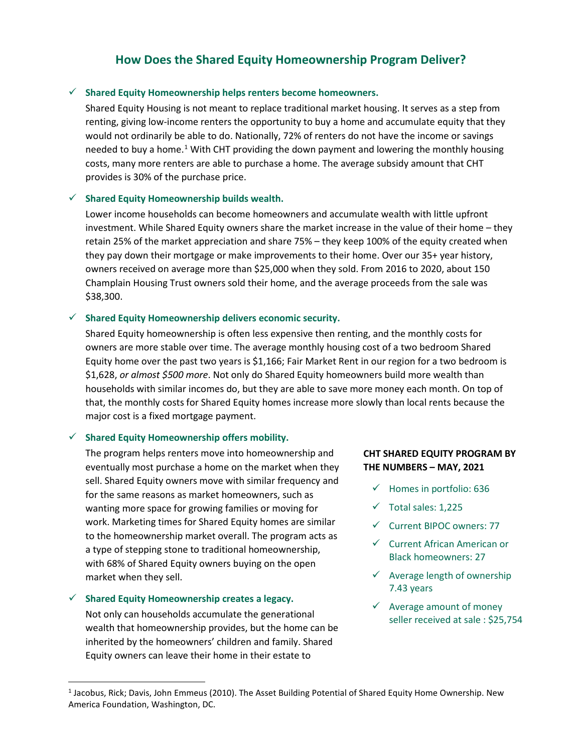## How Does the Shared Equity Homeownership Program Deliver?

- ✓ **Shared Equity Homeownership helps renters become homeowners.**

  Shared Equity Housing is not meant to replace traditional market housing. It serves as a step from renting, giving low-income renters the opportunity to buy a home and accumulate equity that they would not ordinarily be able to do. Nationally, 72% of renters do not have the income or savings needed to buy a home.[1] With CHT providing the down payment and lowering the monthly housing costs, many more renters are able to purchase a home. The average subsidy amount that CHT provides is 30% of the purchase price.

- ✓ **Shared Equity Homeownership builds wealth.**

  Lower income households can become homeowners and accumulate wealth with little upfront investment. While Shared Equity owners share the market increase in the value of their home – they retain 25% of the market appreciation and share 75% – they keep 100% of the equity created when they pay down their mortgage or make improvements to their home. Over our 35+ year history, owners received on average more than $25,000 when they sold. From 2016 to 2020, about 150 Champlain Housing Trust owners sold their home, and the average proceeds from the sale was $38,300.

- ✓ **Shared Equity Homeownership delivers economic security.**

  Shared Equity homeownership is often less expensive then renting, and the monthly costs for owners are more stable over time. The average monthly housing cost of a two bedroom Shared Equity home over the past two years is $1,166; Fair Market Rent in our region for a two bedroom is $1,628, *or almost $500 more*. Not only do Shared Equity homeowners build more wealth than households with similar incomes do, but they are able to save more money each month. On top of that, the monthly costs for Shared Equity homes increase more slowly than local rents because the major cost is a fixed mortgage payment.

- ✓ **Shared Equity Homeownership offers mobility.**

  The program helps renters move into homeownership and eventually most purchase a home on the market when they sell. Shared Equity owners move with similar frequency and for the same reasons as market homeowners, such as wanting more space for growing families or moving for work. Marketing times for Shared Equity homes are similar to the homeownership market overall. The program acts as a type of stepping stone to traditional homeownership, with 68% of Shared Equity owners buying on the open market when they sell.

- ✓ **Shared Equity Homeownership creates a legacy.**

  Not only can households accumulate the generational wealth that homeownership provides, but the home can be inherited by the homeowners' children and family. Shared Equity owners can leave their home in their estate to

**CHT SHARED EQUITY PROGRAM BY THE NUMBERS – MAY, 2021**

- ✓ Homes in portfolio: 636
- ✓ Total sales: 1,225
- ✓ Current BIPOC owners: 77
- ✓ Current African American or Black homeowners: 27
- ✓ Average length of ownership 7.43 years
- ✓ Average amount of money seller received at sale : $25,754

---

[1] Jacobus, Rick; Davis, John Emmeus (2010). The Asset Building Potential of Shared Equity Home Ownership. New America Foundation, Washington, DC.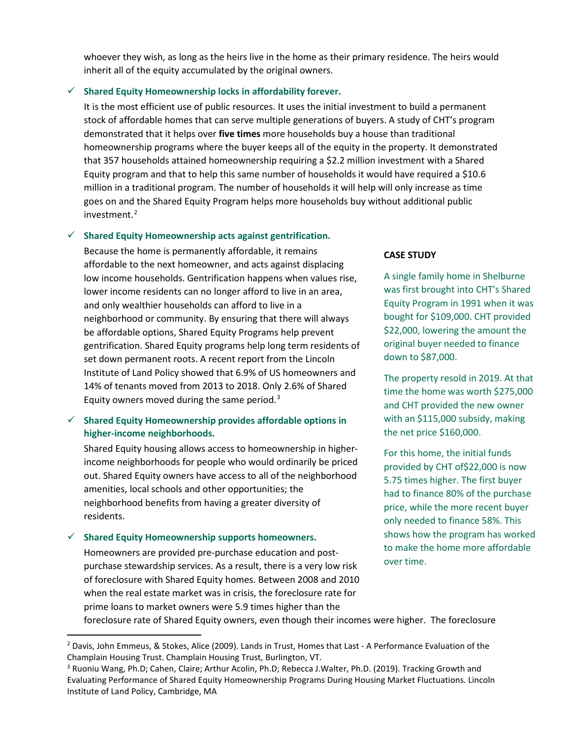whoever they wish, as long as the heirs live in the home as their primary residence. The heirs would inherit all of the equity accumulated by the original owners.

- ✓ **Shared Equity Homeownership locks in affordability forever.**

  It is the most efficient use of public resources. It uses the initial investment to build a permanent stock of affordable homes that can serve multiple generations of buyers. A study of CHT's program demonstrated that it helps over **five times** more households buy a house than traditional homeownership programs where the buyer keeps all of the equity in the property. It demonstrated that 357 households attained homeownership requiring a $2.2 million investment with a Shared Equity program and that to help this same number of households it would have required a $10.6 million in a traditional program. The number of households it will help will only increase as time goes on and the Shared Equity Program helps more households buy without additional public investment.[2]

- ✓ **Shared Equity Homeownership acts against gentrification.**

  Because the home is permanently affordable, it remains affordable to the next homeowner, and acts against displacing low income households. Gentrification happens when values rise, lower income residents can no longer afford to live in an area, and only wealthier households can afford to live in a neighborhood or community. By ensuring that there will always be affordable options, Shared Equity Programs help prevent gentrification. Shared Equity programs help long term residents of set down permanent roots. A recent report from the Lincoln Institute of Land Policy showed that 6.9% of US homeowners and 14% of tenants moved from 2013 to 2018. Only 2.6% of Shared Equity owners moved during the same period.[3]

- ✓ **Shared Equity Homeownership provides affordable options in higher-income neighborhoods.**

  Shared Equity housing allows access to homeownership in higher-income neighborhoods for people who would ordinarily be priced out. Shared Equity owners have access to all of the neighborhood amenities, local schools and other opportunities; the neighborhood benefits from having a greater diversity of residents.

- ✓ **Shared Equity Homeownership supports homeowners.**

  Homeowners are provided pre-purchase education and post-purchase stewardship services. As a result, there is a very low risk of foreclosure with Shared Equity homes. Between 2008 and 2010 when the real estate market was in crisis, the foreclosure rate for prime loans to market owners were 5.9 times higher than the foreclosure rate of Shared Equity owners, even though their incomes were higher. The foreclosure

**CASE STUDY**

A single family home in Shelburne was first brought into CHT's Shared Equity Program in 1991 when it was bought for $109,000. CHT provided $22,000, lowering the amount the original buyer needed to finance down to $87,000.

The property resold in 2019. At that time the home was worth $275,000 and CHT provided the new owner with an $115,000 subsidy, making the net price $160,000.

For this home, the initial funds provided by CHT of$22,000 is now 5.75 times higher. The first buyer had to finance 80% of the purchase price, while the more recent buyer only needed to finance 58%. This shows how the program has worked to make the home more affordable over time.

---

[2] Davis, John Emmeus, & Stokes, Alice (2009). Lands in Trust, Homes that Last - A Performance Evaluation of the Champlain Housing Trust. Champlain Housing Trust, Burlington, VT.

[3] Ruoniu Wang, Ph.D; Cahen, Claire; Arthur Acolin, Ph.D; Rebecca J.Walter, Ph.D. (2019). Tracking Growth and Evaluating Performance of Shared Equity Homeownership Programs During Housing Market Fluctuations. Lincoln Institute of Land Policy, Cambridge, MA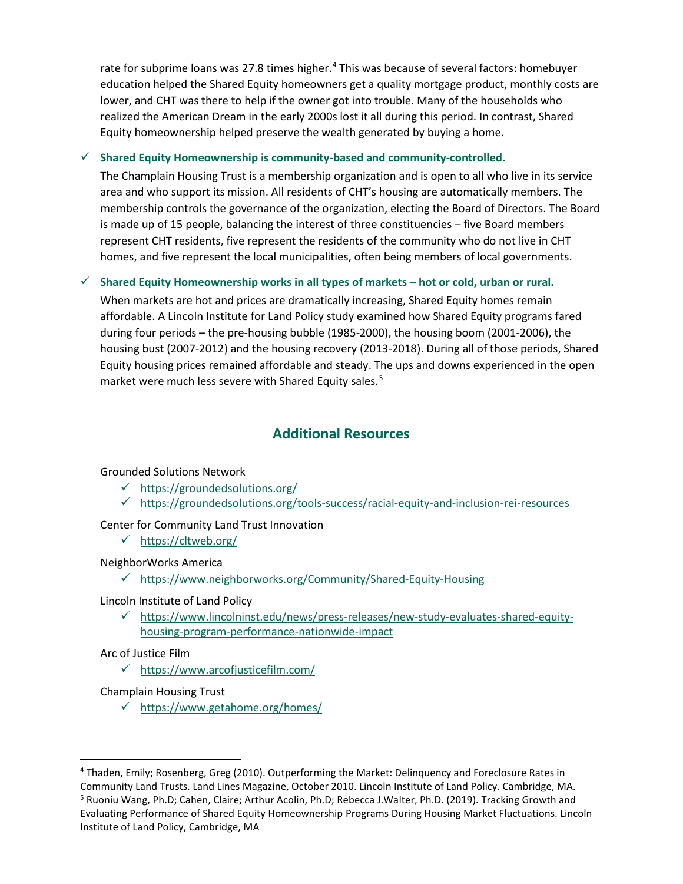rate for subprime loans was 27.8 times higher.[4] This was because of several factors: homebuyer education helped the Shared Equity homeowners get a quality mortgage product, monthly costs are lower, and CHT was there to help if the owner got into trouble. Many of the households who realized the American Dream in the early 2000s lost it all during this period. In contrast, Shared Equity homeownership helped preserve the wealth generated by buying a home.

- ✓ **Shared Equity Homeownership is community-based and community-controlled.**

  The Champlain Housing Trust is a membership organization and is open to all who live in its service area and who support its mission. All residents of CHT's housing are automatically members. The membership controls the governance of the organization, electing the Board of Directors. The Board is made up of 15 people, balancing the interest of three constituencies – five Board members represent CHT residents, five represent the residents of the community who do not live in CHT homes, and five represent the local municipalities, often being members of local governments.

- ✓ **Shared Equity Homeownership works in all types of markets – hot or cold, urban or rural.**

  When markets are hot and prices are dramatically increasing, Shared Equity homes remain affordable. A Lincoln Institute for Land Policy study examined how Shared Equity programs fared during four periods – the pre-housing bubble (1985-2000), the housing boom (2001-2006), the housing bust (2007-2012) and the housing recovery (2013-2018). During all of those periods, Shared Equity housing prices remained affordable and steady. The ups and downs experienced in the open market were much less severe with Shared Equity sales.[5]

## Additional Resources

Grounded Solutions Network

- ✓ https://groundedsolutions.org/
- ✓ https://groundedsolutions.org/tools-success/racial-equity-and-inclusion-rei-resources

Center for Community Land Trust Innovation

- ✓ https://cltweb.org/

NeighborWorks America

- ✓ https://www.neighborworks.org/Community/Shared-Equity-Housing

Lincoln Institute of Land Policy

- ✓ https://www.lincolninst.edu/news/press-releases/new-study-evaluates-shared-equity-housing-program-performance-nationwide-impact

Arc of Justice Film

- ✓ https://www.arcofjusticefilm.com/

Champlain Housing Trust

- ✓ https://www.getahome.org/homes/

---

[4] Thaden, Emily; Rosenberg, Greg (2010). Outperforming the Market: Delinquency and Foreclosure Rates in Community Land Trusts. Land Lines Magazine, October 2010. Lincoln Institute of Land Policy. Cambridge, MA.

[5] Ruoniu Wang, Ph.D; Cahen, Claire; Arthur Acolin, Ph.D; Rebecca J.Walter, Ph.D. (2019). Tracking Growth and Evaluating Performance of Shared Equity Homeownership Programs During Housing Market Fluctuations. Lincoln Institute of Land Policy, Cambridge, MA